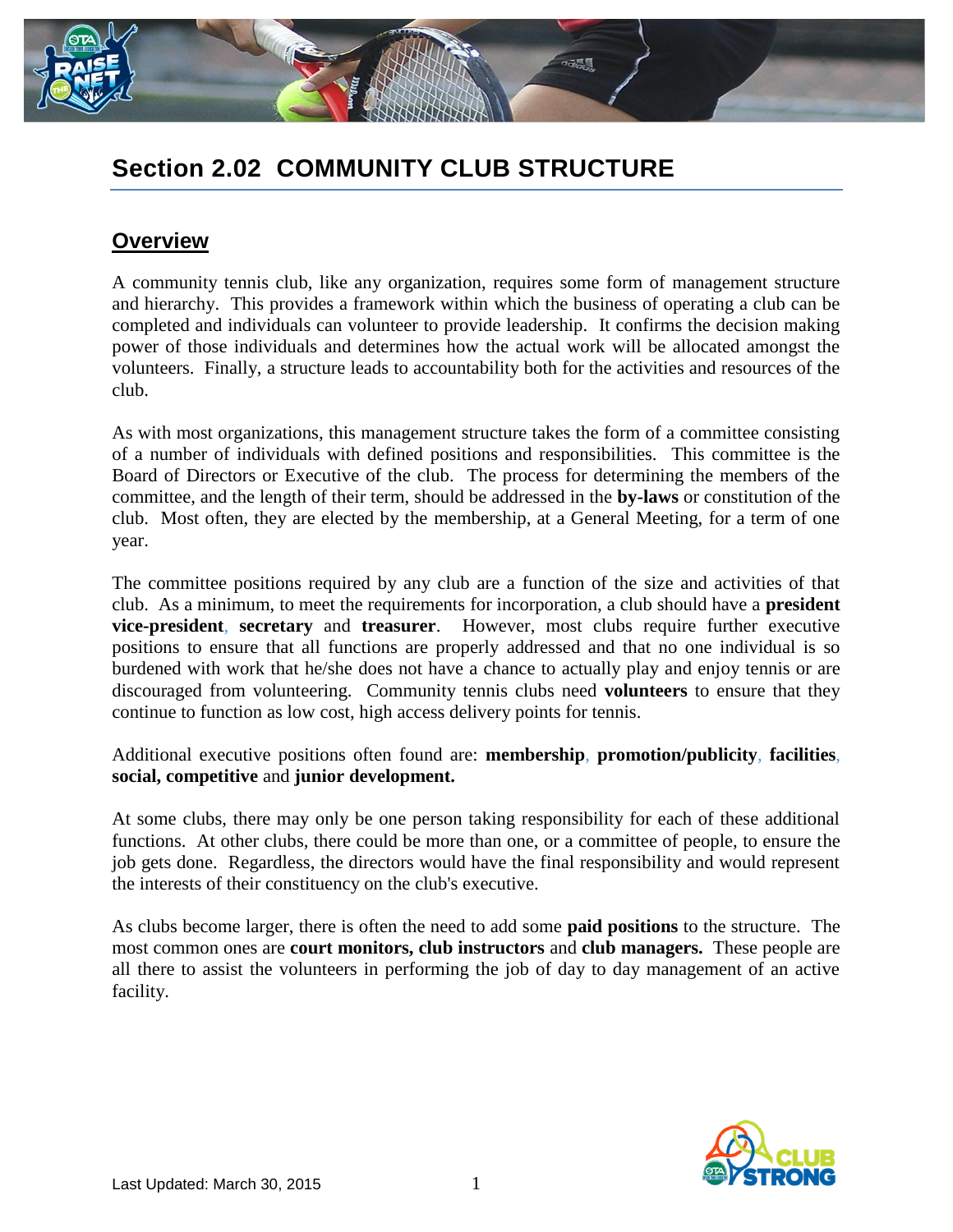# Section 2.02 COMMUNITY CLUB STRUCTURE

## Overview

A community tennis club, like any organization, requires some form of management structure and hierarchy. This provides a framework within which the business of operating a club can be completed and individuals can volunteer to provide leadership. It confirms the decision making power of those individuals and determines how the actual work will be allocated amongst the volunteers. Finally, a structure leads to accountability both for the activities and resources of the club.

As with most organizations, this management structure takes the form of a committee consisting of a number of individuals with defined positions and responsibilities. This committee is the Board of Directors or Executive of the club. The process for determining the members of the committee, and the length of their term, should be addressed in the **by-laws** or constitution of the club. Most often, they are elected by the membership, at a General Meeting, for a term of one year.

The committee positions required by any club are a function of the size and activities of that club. As a minimum, to meet the requirements for incorporation, a club should have a **president vice-president**, **secretary** and **treasurer**. However, most clubs require further executive positions to ensure that all functions are properly addressed and that no one individual is so burdened with work that he/she does not have a chance to actually play and enjoy tennis or are discouraged from volunteering. Community tennis clubs need **volunteers** to ensure that they continue to function as low cost, high access delivery points for tennis.

Additional executive positions often found are: **membership**, **promotion/publicity**, **facilities**, **social, competitive** and **junior development.**

At some clubs, there may only be one person taking responsibility for each of these additional functions. At other clubs, there could be more than one, or a committee of people, to ensure the job gets done. Regardless, the directors would have the final responsibility and would represent the interests of their constituency on the club's executive.

As clubs become larger, there is often the need to add some **paid positions** to the structure. The most common ones are **court monitors, club instructors** and **club managers.** These people are all there to assist the volunteers in performing the job of day to day management of an active facility.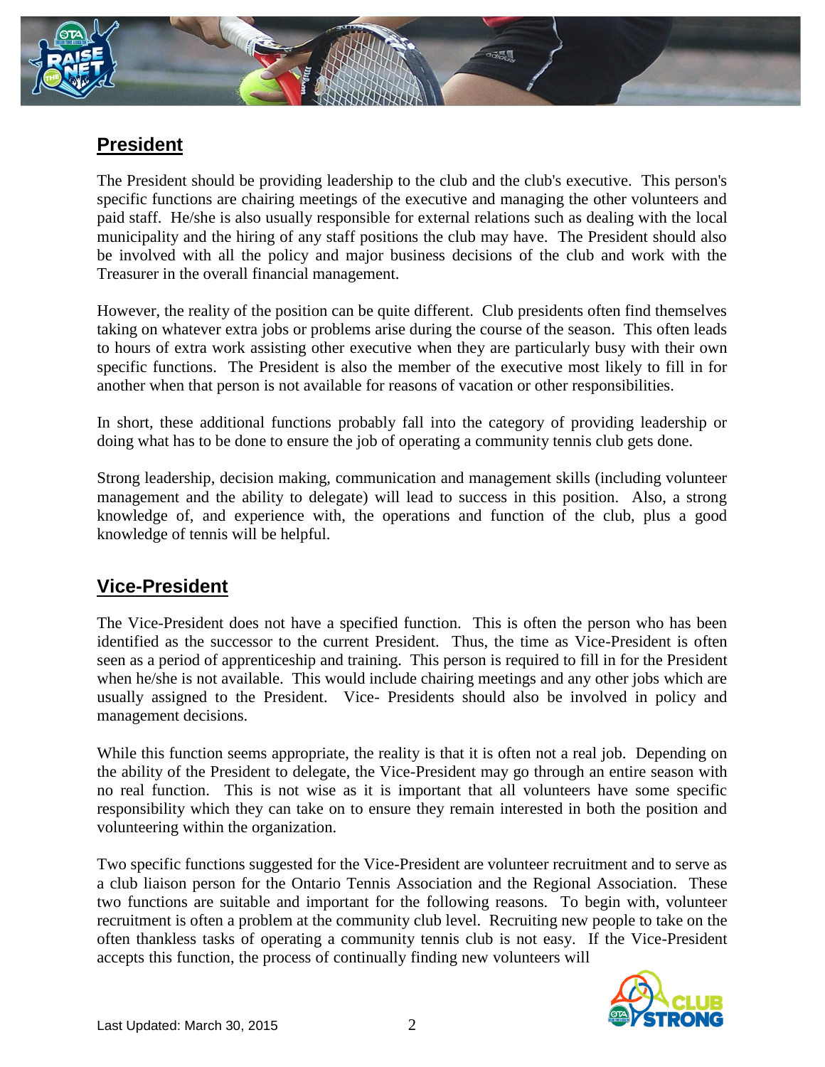## President

The President should be providing leadership to the club and the club's executive. This person's specific functions are chairing meetings of the executive and managing the other volunteers and paid staff. He/she is also usually responsible for external relations such as dealing with the local municipality and the hiring of any staff positions the club may have. The President should also be involved with all the policy and major business decisions of the club and work with the Treasurer in the overall financial management.

However, the reality of the position can be quite different. Club presidents often find themselves taking on whatever extra jobs or problems arise during the course of the season. This often leads to hours of extra work assisting other executive when they are particularly busy with their own specific functions. The President is also the member of the executive most likely to fill in for another when that person is not available for reasons of vacation or other responsibilities.

In short, these additional functions probably fall into the category of providing leadership or doing what has to be done to ensure the job of operating a community tennis club gets done.

Strong leadership, decision making, communication and management skills (including volunteer management and the ability to delegate) will lead to success in this position. Also, a strong knowledge of, and experience with, the operations and function of the club, plus a good knowledge of tennis will be helpful.

## Vice-President

The Vice-President does not have a specified function. This is often the person who has been identified as the successor to the current President. Thus, the time as Vice-President is often seen as a period of apprenticeship and training. This person is required to fill in for the President when he/she is not available. This would include chairing meetings and any other jobs which are usually assigned to the President. Vice- Presidents should also be involved in policy and management decisions.

While this function seems appropriate, the reality is that it is often not a real job. Depending on the ability of the President to delegate, the Vice-President may go through an entire season with no real function. This is not wise as it is important that all volunteers have some specific responsibility which they can take on to ensure they remain interested in both the position and volunteering within the organization.

Two specific functions suggested for the Vice-President are volunteer recruitment and to serve as a club liaison person for the Ontario Tennis Association and the Regional Association. These two functions are suitable and important for the following reasons. To begin with, volunteer recruitment is often a problem at the community club level. Recruiting new people to take on the often thankless tasks of operating a community tennis club is not easy. If the Vice-President accepts this function, the process of continually finding new volunteers will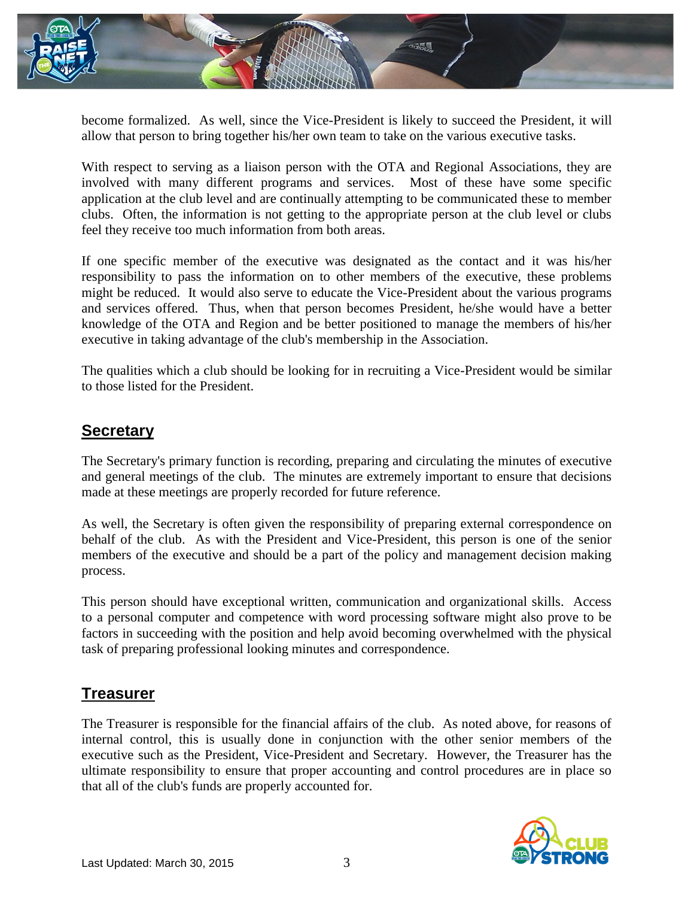become formalized. As well, since the Vice-President is likely to succeed the President, it will allow that person to bring together his/her own team to take on the various executive tasks.

With respect to serving as a liaison person with the OTA and Regional Associations, they are involved with many different programs and services. Most of these have some specific application at the club level and are continually attempting to be communicated these to member clubs. Often, the information is not getting to the appropriate person at the club level or clubs feel they receive too much information from both areas.

If one specific member of the executive was designated as the contact and it was his/her responsibility to pass the information on to other members of the executive, these problems might be reduced. It would also serve to educate the Vice-President about the various programs and services offered. Thus, when that person becomes President, he/she would have a better knowledge of the OTA and Region and be better positioned to manage the members of his/her executive in taking advantage of the club's membership in the Association.

The qualities which a club should be looking for in recruiting a Vice-President would be similar to those listed for the President.

## Secretary

The Secretary's primary function is recording, preparing and circulating the minutes of executive and general meetings of the club. The minutes are extremely important to ensure that decisions made at these meetings are properly recorded for future reference.

As well, the Secretary is often given the responsibility of preparing external correspondence on behalf of the club. As with the President and Vice-President, this person is one of the senior members of the executive and should be a part of the policy and management decision making process.

This person should have exceptional written, communication and organizational skills. Access to a personal computer and competence with word processing software might also prove to be factors in succeeding with the position and help avoid becoming overwhelmed with the physical task of preparing professional looking minutes and correspondence.

## Treasurer

The Treasurer is responsible for the financial affairs of the club. As noted above, for reasons of internal control, this is usually done in conjunction with the other senior members of the executive such as the President, Vice-President and Secretary. However, the Treasurer has the ultimate responsibility to ensure that proper accounting and control procedures are in place so that all of the club's funds are properly accounted for.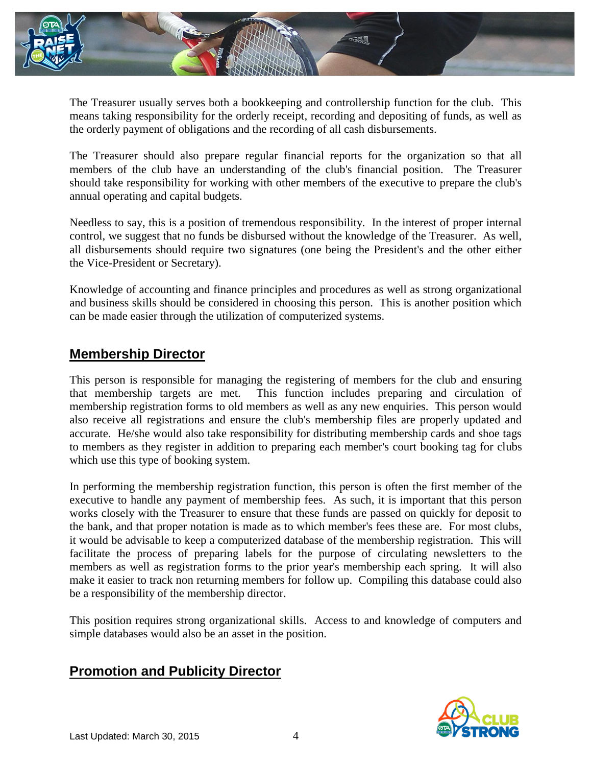The Treasurer usually serves both a bookkeeping and controllership function for the club. This means taking responsibility for the orderly receipt, recording and depositing of funds, as well as the orderly payment of obligations and the recording of all cash disbursements.

The Treasurer should also prepare regular financial reports for the organization so that all members of the club have an understanding of the club's financial position. The Treasurer should take responsibility for working with other members of the executive to prepare the club's annual operating and capital budgets.

Needless to say, this is a position of tremendous responsibility. In the interest of proper internal control, we suggest that no funds be disbursed without the knowledge of the Treasurer. As well, all disbursements should require two signatures (one being the President's and the other either the Vice-President or Secretary).

Knowledge of accounting and finance principles and procedures as well as strong organizational and business skills should be considered in choosing this person. This is another position which can be made easier through the utilization of computerized systems.

## Membership Director

This person is responsible for managing the registering of members for the club and ensuring that membership targets are met. This function includes preparing and circulation of membership registration forms to old members as well as any new enquiries. This person would also receive all registrations and ensure the club's membership files are properly updated and accurate. He/she would also take responsibility for distributing membership cards and shoe tags to members as they register in addition to preparing each member's court booking tag for clubs which use this type of booking system.

In performing the membership registration function, this person is often the first member of the executive to handle any payment of membership fees. As such, it is important that this person works closely with the Treasurer to ensure that these funds are passed on quickly for deposit to the bank, and that proper notation is made as to which member's fees these are. For most clubs, it would be advisable to keep a computerized database of the membership registration. This will facilitate the process of preparing labels for the purpose of circulating newsletters to the members as well as registration forms to the prior year's membership each spring. It will also make it easier to track non returning members for follow up. Compiling this database could also be a responsibility of the membership director.

This position requires strong organizational skills. Access to and knowledge of computers and simple databases would also be an asset in the position.

## Promotion and Publicity Director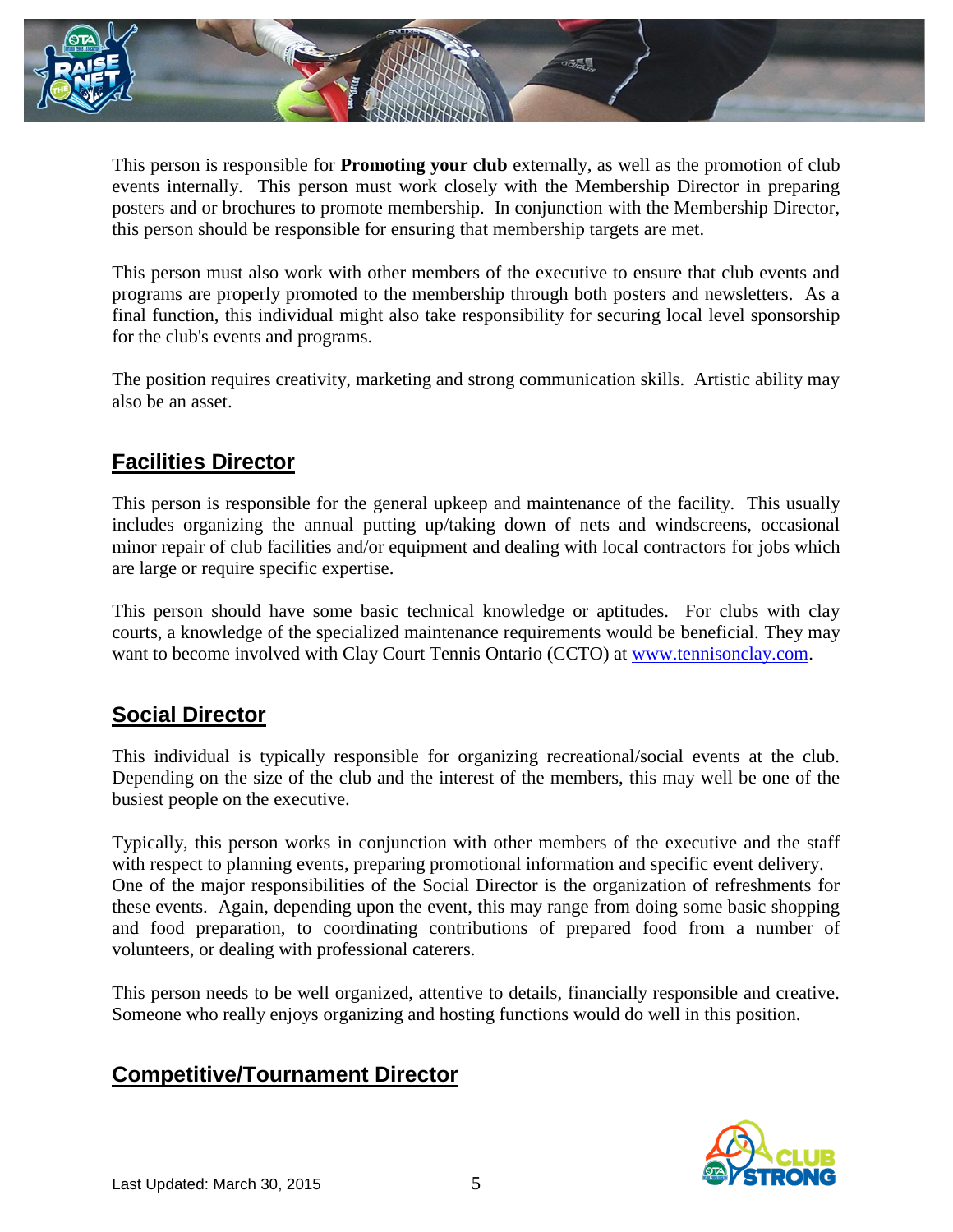This person is responsible for **Promoting your club** externally, as well as the promotion of club events internally. This person must work closely with the Membership Director in preparing posters and or brochures to promote membership. In conjunction with the Membership Director, this person should be responsible for ensuring that membership targets are met.

This person must also work with other members of the executive to ensure that club events and programs are properly promoted to the membership through both posters and newsletters. As a final function, this individual might also take responsibility for securing local level sponsorship for the club's events and programs.

The position requires creativity, marketing and strong communication skills. Artistic ability may also be an asset.

## Facilities Director

This person is responsible for the general upkeep and maintenance of the facility. This usually includes organizing the annual putting up/taking down of nets and windscreens, occasional minor repair of club facilities and/or equipment and dealing with local contractors for jobs which are large or require specific expertise.

This person should have some basic technical knowledge or aptitudes. For clubs with clay courts, a knowledge of the specialized maintenance requirements would be beneficial. They may want to become involved with Clay Court Tennis Ontario (CCTO) at [www.tennisonclay.com](http://www.tennisonclay.com).

## Social Director

This individual is typically responsible for organizing recreational/social events at the club. Depending on the size of the club and the interest of the members, this may well be one of the busiest people on the executive.

Typically, this person works in conjunction with other members of the executive and the staff with respect to planning events, preparing promotional information and specific event delivery. One of the major responsibilities of the Social Director is the organization of refreshments for these events. Again, depending upon the event, this may range from doing some basic shopping and food preparation, to coordinating contributions of prepared food from a number of volunteers, or dealing with professional caterers.

This person needs to be well organized, attentive to details, financially responsible and creative. Someone who really enjoys organizing and hosting functions would do well in this position.

## Competitive/Tournament Director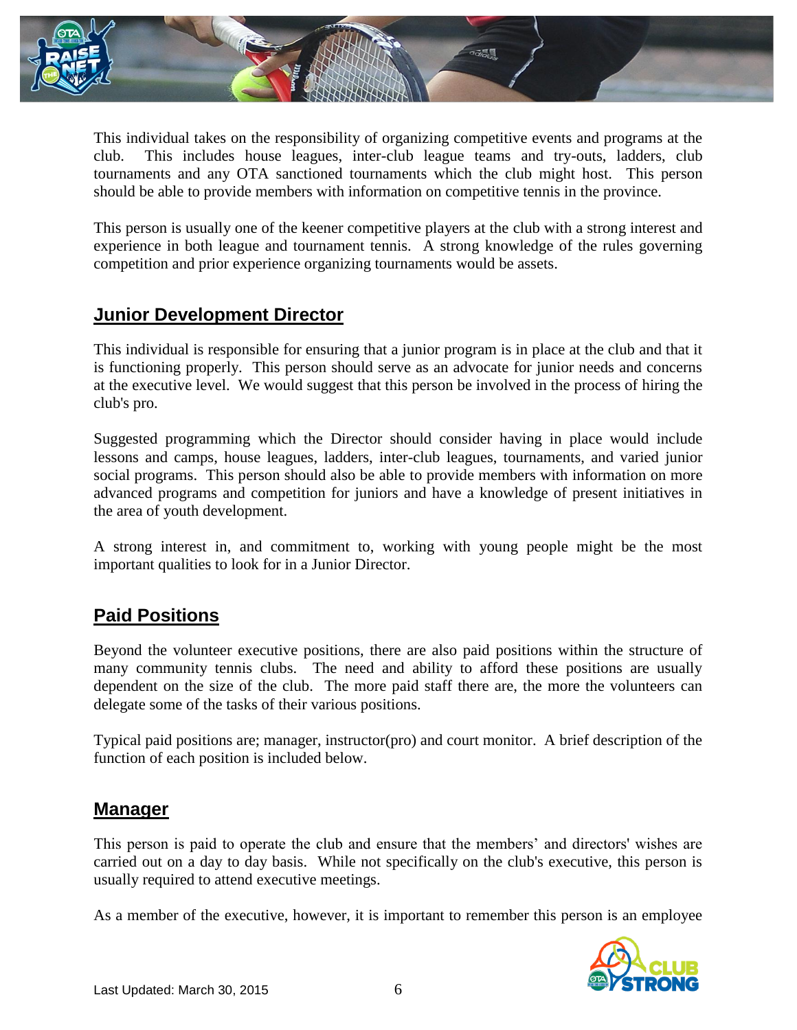This individual takes on the responsibility of organizing competitive events and programs at the club. This includes house leagues, inter-club league teams and try-outs, ladders, club tournaments and any OTA sanctioned tournaments which the club might host. This person should be able to provide members with information on competitive tennis in the province.

This person is usually one of the keener competitive players at the club with a strong interest and experience in both league and tournament tennis. A strong knowledge of the rules governing competition and prior experience organizing tournaments would be assets.

## Junior Development Director

This individual is responsible for ensuring that a junior program is in place at the club and that it is functioning properly. This person should serve as an advocate for junior needs and concerns at the executive level. We would suggest that this person be involved in the process of hiring the club's pro.

Suggested programming which the Director should consider having in place would include lessons and camps, house leagues, ladders, inter-club leagues, tournaments, and varied junior social programs. This person should also be able to provide members with information on more advanced programs and competition for juniors and have a knowledge of present initiatives in the area of youth development.

A strong interest in, and commitment to, working with young people might be the most important qualities to look for in a Junior Director.

## Paid Positions

Beyond the volunteer executive positions, there are also paid positions within the structure of many community tennis clubs. The need and ability to afford these positions are usually dependent on the size of the club. The more paid staff there are, the more the volunteers can delegate some of the tasks of their various positions.

Typical paid positions are; manager, instructor(pro) and court monitor. A brief description of the function of each position is included below.

## Manager

This person is paid to operate the club and ensure that the members' and directors' wishes are carried out on a day to day basis. While not specifically on the club's executive, this person is usually required to attend executive meetings.

As a member of the executive, however, it is important to remember this person is an employee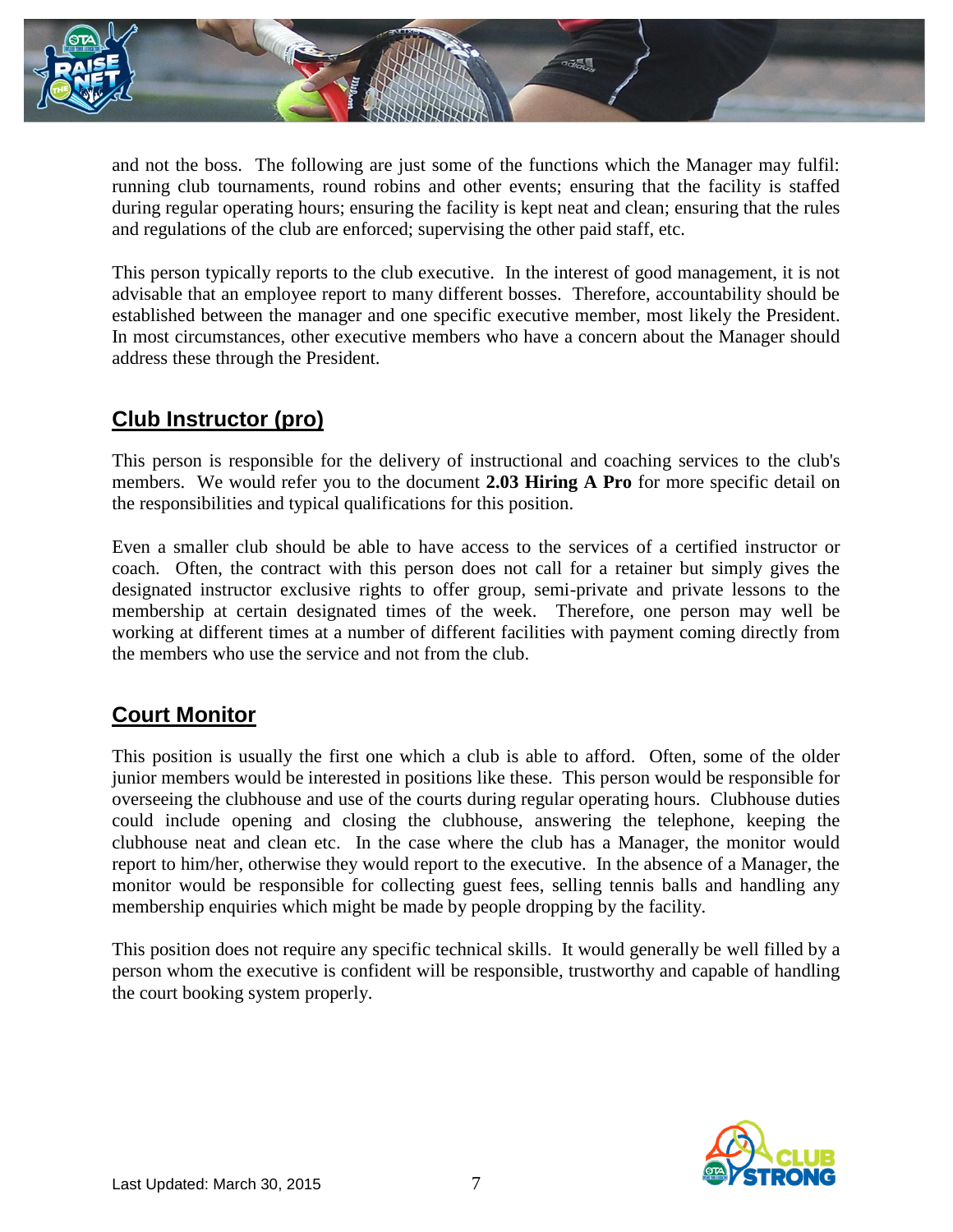and not the boss. The following are just some of the functions which the Manager may fulfil: running club tournaments, round robins and other events; ensuring that the facility is staffed during regular operating hours; ensuring the facility is kept neat and clean; ensuring that the rules and regulations of the club are enforced; supervising the other paid staff, etc.

This person typically reports to the club executive. In the interest of good management, it is not advisable that an employee report to many different bosses. Therefore, accountability should be established between the manager and one specific executive member, most likely the President. In most circumstances, other executive members who have a concern about the Manager should address these through the President.

## Club Instructor (pro)

This person is responsible for the delivery of instructional and coaching services to the club's members. We would refer you to the document **2.03 Hiring A Pro** for more specific detail on the responsibilities and typical qualifications for this position.

Even a smaller club should be able to have access to the services of a certified instructor or coach. Often, the contract with this person does not call for a retainer but simply gives the designated instructor exclusive rights to offer group, semi-private and private lessons to the membership at certain designated times of the week. Therefore, one person may well be working at different times at a number of different facilities with payment coming directly from the members who use the service and not from the club.

## Court Monitor

This position is usually the first one which a club is able to afford. Often, some of the older junior members would be interested in positions like these. This person would be responsible for overseeing the clubhouse and use of the courts during regular operating hours. Clubhouse duties could include opening and closing the clubhouse, answering the telephone, keeping the clubhouse neat and clean etc. In the case where the club has a Manager, the monitor would report to him/her, otherwise they would report to the executive. In the absence of a Manager, the monitor would be responsible for collecting guest fees, selling tennis balls and handling any membership enquiries which might be made by people dropping by the facility.

This position does not require any specific technical skills. It would generally be well filled by a person whom the executive is confident will be responsible, trustworthy and capable of handling the court booking system properly.